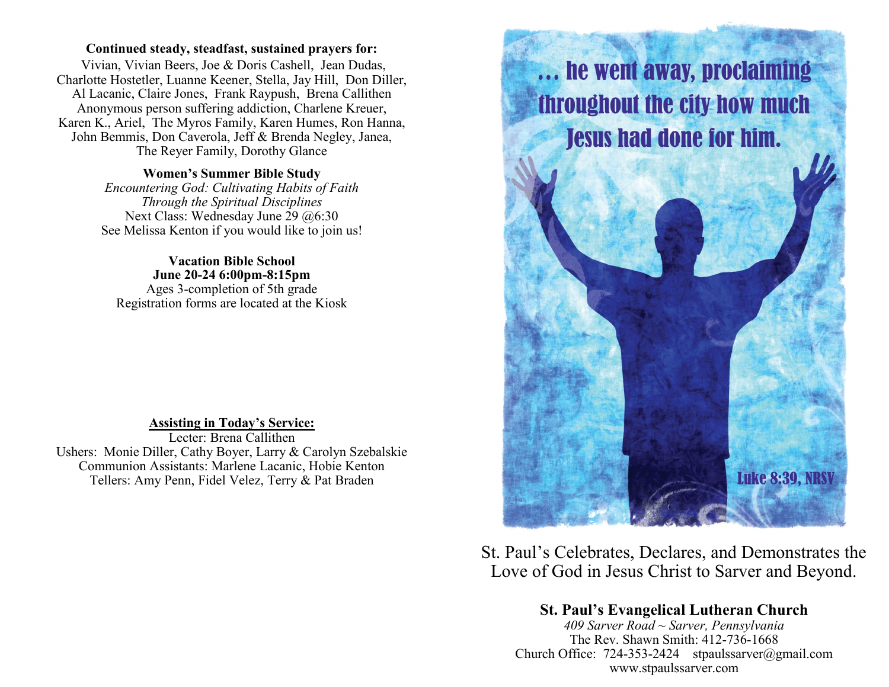**Continued steady, steadfast, sustained prayers for:**

Vivian, Vivian Beers, Joe & Doris Cashell, Jean Dudas, Charlotte Hostetler, Luanne Keener, Stella, Jay Hill, Don Diller, Al Lacanic, Claire Jones, Frank Raypush, Brena Callithen Anonymous person suffering addiction, Charlene Kreuer, Karen K., Ariel, The Myros Family, Karen Humes, Ron Hanna, John Bemmis, Don Caverola, Jeff & Brenda Negley, Janea, The Reyer Family, Dorothy Glance

**Women's Summer Bible Study**

*Encountering God: Cultivating Habits of Faith Through the Spiritual Disciplines*

Next Class: Wednesday June 29 @6:30

See Melissa Kenton if you would like to join us!

**Vacation Bible School**

**June 20-24 6:00pm-8:15pm**

Ages 3-completion of 5th grade

Registration forms are located at the Kiosk

**Assisting in Today's Service:**

Lecter: Brena Callithen

Ushers: Monie Diller, Cathy Boyer, Larry & Carolyn Szebalskie

Communion Assistants: Marlene Lacanic, Hobie Kenton

Tellers: Amy Penn, Fidel Velez, Terry & Pat Braden

… he went away, proclaiming throughout the city how much Jesus had done for him.

Luke 8:39, NRSV

St. Paul's Celebrates, Declares, and Demonstrates the Love of God in Jesus Christ to Sarver and Beyond.

**St. Paul's Evangelical Lutheran Church**

*409 Sarver Road ~ Sarver, Pennsylvania*

The Rev. Shawn Smith: 412-736-1668

Church Office: 724-353-2424 stpaulssarver@gmail.com

www.stpaulssarver.com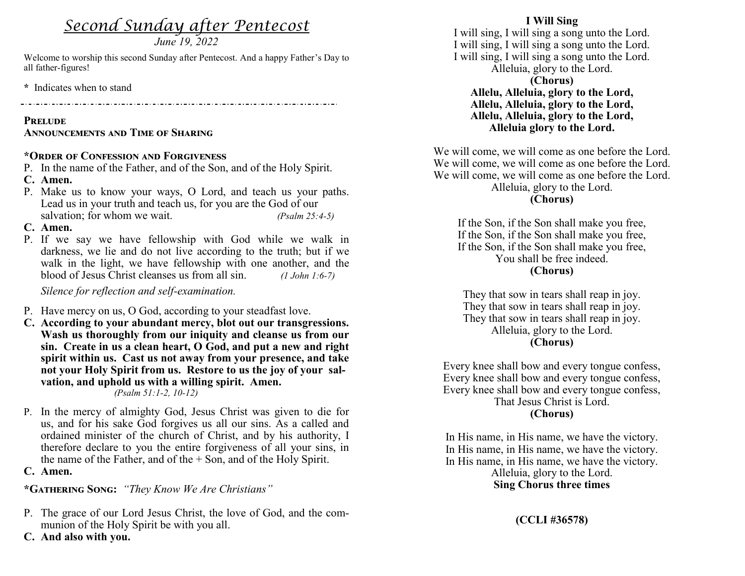# *Second Sunday after Pentecost*

*June 19, 2022*

Welcome to worship this second Sunday after Pentecost. And a happy Father's Day to all father-figures!

**\*** Indicates when to stand

---

**Prelude**

**Announcements and Time of Sharing**

**\*Order of Confession and Forgiveness**

P. In the name of the Father, and of the Son, and of the Holy Spirit.

**C. Amen.**

P. Make us to know your ways, O Lord, and teach us your paths. Lead us in your truth and teach us, for you are the God of our salvation; for whom we wait. *(Psalm 25:4-5)*

**C. Amen.**

P. If we say we have fellowship with God while we walk in darkness, we lie and do not live according to the truth; but if we walk in the light, we have fellowship with one another, and the blood of Jesus Christ cleanses us from all sin. *(1 John 1:6-7)*

*Silence for reflection and self-examination.*

P. Have mercy on us, O God, according to your steadfast love.

**C. According to your abundant mercy, blot out our transgressions. Wash us thoroughly from our iniquity and cleanse us from our sin. Create in us a clean heart, O God, and put a new and right spirit within us. Cast us not away from your presence, and take not your Holy Spirit from us. Restore to us the joy of your salvation, and uphold us with a willing spirit. Amen.** *(Psalm 51:1-2, 10-12)*

P. In the mercy of almighty God, Jesus Christ was given to die for us, and for his sake God forgives us all our sins. As a called and ordained minister of the church of Christ, and by his authority, I therefore declare to you the entire forgiveness of all your sins, in the name of the Father, and of the + Son, and of the Holy Spirit.

**C. Amen.**

**\*Gathering Song:** *"They Know We Are Christians"*

P. The grace of our Lord Jesus Christ, the love of God, and the communion of the Holy Spirit be with you all.

**C. And also with you.**

**I Will Sing**

I will sing, I will sing a song unto the Lord.
I will sing, I will sing a song unto the Lord.
I will sing, I will sing a song unto the Lord.
Alleluia, glory to the Lord.

**(Chorus)**

**Allelu, Alleluia, glory to the Lord,**
**Allelu, Alleluia, glory to the Lord,**
**Allelu, Alleluia, glory to the Lord,**
**Alleluia glory to the Lord.**

We will come, we will come as one before the Lord.
We will come, we will come as one before the Lord.
We will come, we will come as one before the Lord.
Alleluia, glory to the Lord.
**(Chorus)**

If the Son, if the Son shall make you free,
If the Son, if the Son shall make you free,
If the Son, if the Son shall make you free,
You shall be free indeed.
**(Chorus)**

They that sow in tears shall reap in joy.
They that sow in tears shall reap in joy.
They that sow in tears shall reap in joy.
Alleluia, glory to the Lord.
**(Chorus)**

Every knee shall bow and every tongue confess,
Every knee shall bow and every tongue confess,
Every knee shall bow and every tongue confess,
That Jesus Christ is Lord.
**(Chorus)**

In His name, in His name, we have the victory.
In His name, in His name, we have the victory.
In His name, in His name, we have the victory.
Alleluia, glory to the Lord.
**Sing Chorus three times**

**(CCLI #36578)**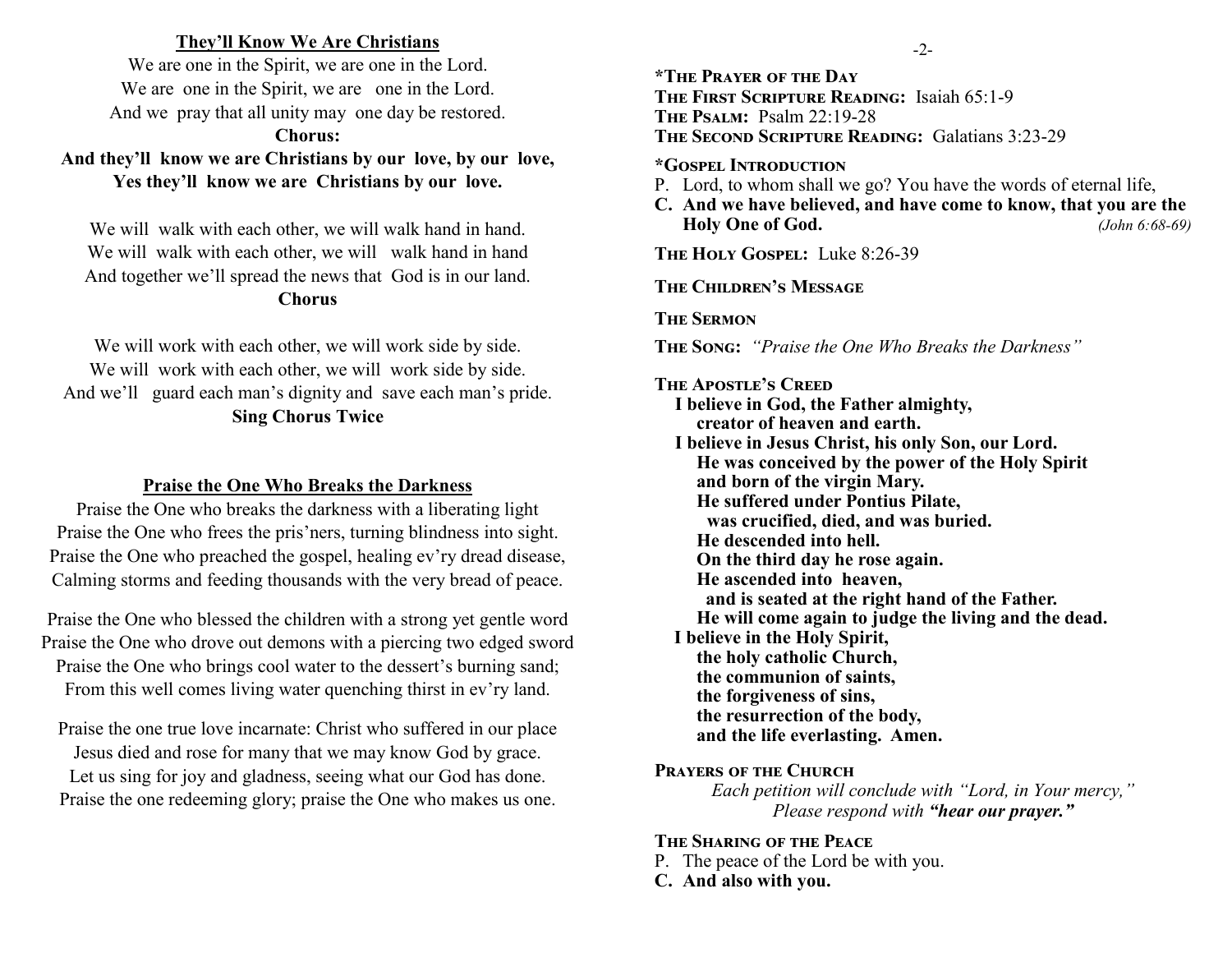## They'll Know We Are Christians

We are one in the Spirit, we are one in the Lord.
We are one in the Spirit, we are one in the Lord.
And we pray that all unity may one day be restored.

**Chorus:**

**And they'll know we are Christians by our love, by our love,**
**Yes they'll know we are Christians by our love.**

We will walk with each other, we will walk hand in hand.
We will walk with each other, we will walk hand in hand
And together we'll spread the news that God is in our land.

**Chorus**

We will work with each other, we will work side by side.
We will work with each other, we will work side by side.
And we'll guard each man's dignity and save each man's pride.

**Sing Chorus Twice**

## Praise the One Who Breaks the Darkness

Praise the One who breaks the darkness with a liberating light
Praise the One who frees the pris'ners, turning blindness into sight.
Praise the One who preached the gospel, healing ev'ry dread disease,
Calming storms and feeding thousands with the very bread of peace.

Praise the One who blessed the children with a strong yet gentle word
Praise the One who drove out demons with a piercing two edged sword
Praise the One who brings cool water to the dessert's burning sand;
From this well comes living water quenching thirst in ev'ry land.

Praise the one true love incarnate: Christ who suffered in our place
Jesus died and rose for many that we may know God by grace.
Let us sing for joy and gladness, seeing what our God has done.
Praise the one redeeming glory; praise the One who makes us one.

**\*The Prayer of the Day**
**The First Scripture Reading:** Isaiah 65:1-9
**The Psalm:** Psalm 22:19-28
**The Second Scripture Reading:** Galatians 3:23-29

**\*Gospel Introduction**

P. Lord, to whom shall we go? You have the words of eternal life,
**C. And we have believed, and have come to know, that you are the Holy One of God.** *(John 6:68-69)*

**The Holy Gospel:** Luke 8:26-39

**The Children's Message**

**The Sermon**

**The Song:** *"Praise the One Who Breaks the Darkness"*

**The Apostle's Creed**

**I believe in God, the Father almighty,**
**creator of heaven and earth.**
**I believe in Jesus Christ, his only Son, our Lord.**
**He was conceived by the power of the Holy Spirit**
**and born of the virgin Mary.**
**He suffered under Pontius Pilate,**
**was crucified, died, and was buried.**
**He descended into hell.**
**On the third day he rose again.**
**He ascended into heaven,**
**and is seated at the right hand of the Father.**
**He will come again to judge the living and the dead.**
**I believe in the Holy Spirit,**
**the holy catholic Church,**
**the communion of saints,**
**the forgiveness of sins,**
**the resurrection of the body,**
**and the life everlasting. Amen.**

**Prayers of the Church**

*Each petition will conclude with "Lord, in Your mercy,"*
*Please respond with **"hear our prayer."***

**The Sharing of the Peace**

P. The peace of the Lord be with you.
**C. And also with you.**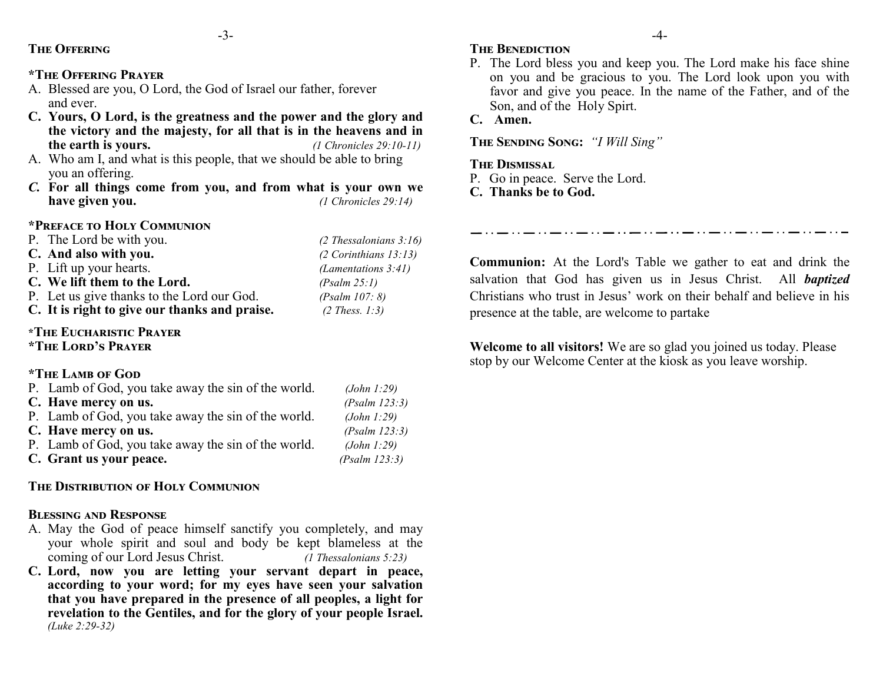### The Offering

### *The Offering Prayer

A. Blessed are you, O Lord, the God of Israel our father, forever and ever.

**C. Yours, O Lord, is the greatness and the power and the glory and the victory and the majesty, for all that is in the heavens and in the earth is yours.** *(1 Chronicles 29:10-11)*

A. Who am I, and what is this people, that we should be able to bring you an offering.

***C.* For all things come from you, and from what is your own we have given you.** *(1 Chronicles 29:14)*

### *Preface to Holy Communion

P. The Lord be with you. *(2 Thessalonians 3:16)*

**C. And also with you.** *(2 Corinthians 13:13)*

P. Lift up your hearts. *(Lamentations 3:41)*

**C. We lift them to the Lord.** *(Psalm 25:1)*

P. Let us give thanks to the Lord our God. *(Psalm 107: 8)*

**C. It is right to give our thanks and praise.** *(2 Thess. 1:3)*

### *The Eucharistic Prayer

### *The Lord's Prayer

### *The Lamb of God

P. Lamb of God, you take away the sin of the world. *(John 1:29)*

**C. Have mercy on us.** *(Psalm 123:3)*

P. Lamb of God, you take away the sin of the world. *(John 1:29)*

**C. Have mercy on us.** *(Psalm 123:3)*

P. Lamb of God, you take away the sin of the world. *(John 1:29)*

**C. Grant us your peace.** *(Psalm 123:3)*

### The Distribution of Holy Communion

### Blessing and Response

A. May the God of peace himself sanctify you completely, and may your whole spirit and soul and body be kept blameless at the coming of our Lord Jesus Christ. *(1 Thessalonians 5:23)*

**C. Lord, now you are letting your servant depart in peace, according to your word; for my eyes have seen your salvation that you have prepared in the presence of all peoples, a light for revelation to the Gentiles, and for the glory of your people Israel.** *(Luke 2:29-32)*

### The Benediction

P. The Lord bless you and keep you. The Lord make his face shine on you and be gracious to you. The Lord look upon you with favor and give you peace. In the name of the Father, and of the Son, and of the Holy Spirt.

**C. Amen.**

**The Sending Song:** *"I Will Sing"*

### The Dismissal

P. Go in peace. Serve the Lord.

**C. Thanks be to God.**

---

**Communion:** At the Lord's Table we gather to eat and drink the salvation that God has given us in Jesus Christ. All ***baptized*** Christians who trust in Jesus' work on their behalf and believe in his presence at the table, are welcome to partake

**Welcome to all visitors!** We are so glad you joined us today. Please stop by our Welcome Center at the kiosk as you leave worship.